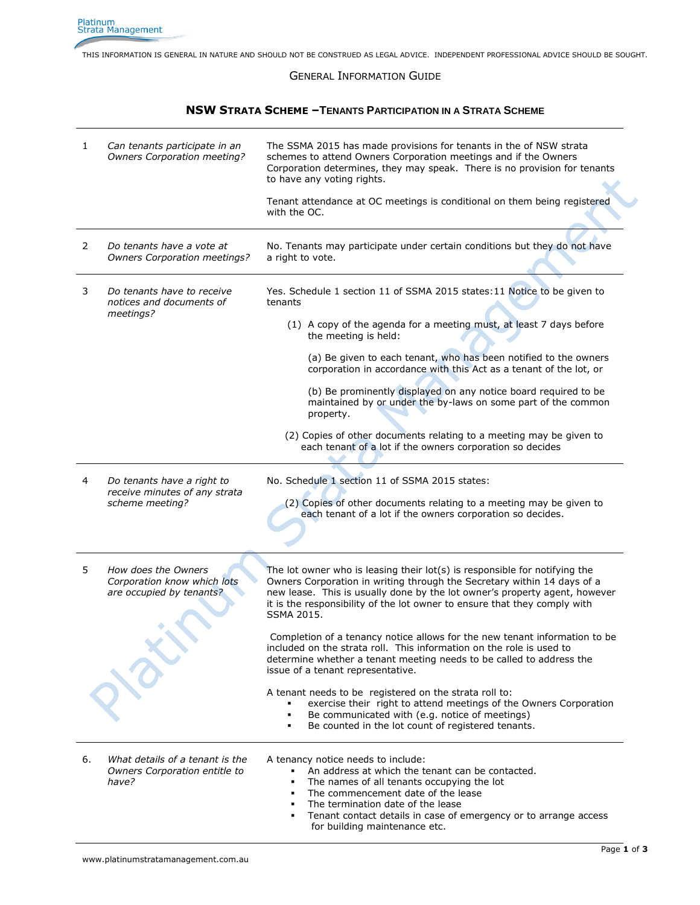Platinum Strata Management

THIS INFORMATION IS GENERAL IN NATURE AND SHOULD NOT BE CONSTRUED AS LEGAL ADVICE. INDEPENDENT PROFESSIONAL ADVICE SHOULD BE SOUGHT.

GENERAL INFORMATION GUIDE

## NSW STRATA SCHEME – TENANTS PARTICIPATION IN A STRATA SCHEME

| | | |
|---|---|---|
| 1 | *Can tenants participate in an Owners Corporation meeting?* | The SSMA 2015 has made provisions for tenants in the of NSW strata schemes to attend Owners Corporation meetings and if the Owners Corporation determines, they may speak. There is no provision for tenants to have any voting rights.<br><br>Tenant attendance at OC meetings is conditional on them being registered with the OC. |
| 2 | *Do tenants have a vote at Owners Corporation meetings?* | No. Tenants may participate under certain conditions but they do not have a right to vote. |
| 3 | *Do tenants have to receive notices and documents of meetings?* | Yes. Schedule 1 section 11 of SSMA 2015 states: 11 Notice to be given to tenants<br><br>(1) A copy of the agenda for a meeting must, at least 7 days before the meeting is held:<br><br>(a) Be given to each tenant, who has been notified to the owners corporation in accordance with this Act as a tenant of the lot, or<br><br>(b) Be prominently displayed on any notice board required to be maintained by or under the by-laws on some part of the common property.<br><br>(2) Copies of other documents relating to a meeting may be given to each tenant of a lot if the owners corporation so decides |
| 4 | *Do tenants have a right to receive minutes of any strata scheme meeting?* | No. Schedule 1 section 11 of SSMA 2015 states:<br><br>(2) Copies of other documents relating to a meeting may be given to each tenant of a lot if the owners corporation so decides. |
| 5 | *How does the Owners Corporation know which lots are occupied by tenants?* | The lot owner who is leasing their lot(s) is responsible for notifying the Owners Corporation in writing through the Secretary within 14 days of a new lease. This is usually done by the lot owner's property agent, however it is the responsibility of the lot owner to ensure that they comply with SSMA 2015.<br><br>Completion of a tenancy notice allows for the new tenant information to be included on the strata roll. This information on the role is used to determine whether a tenant meeting needs to be called to address the issue of a tenant representative.<br><br>A tenant needs to be registered on the strata roll to:<br>▪ exercise their right to attend meetings of the Owners Corporation<br>▪ Be communicated with (e.g. notice of meetings)<br>▪ Be counted in the lot count of registered tenants. |
| 6. | *What details of a tenant is the Owners Corporation entitle to have?* | A tenancy notice needs to include:<br>▪ An address at which the tenant can be contacted.<br>▪ The names of all tenants occupying the lot<br>▪ The commencement date of the lease<br>▪ The termination date of the lease<br>▪ Tenant contact details in case of emergency or to arrange access for building maintenance etc. |

www.platinumstratamanagement.com.au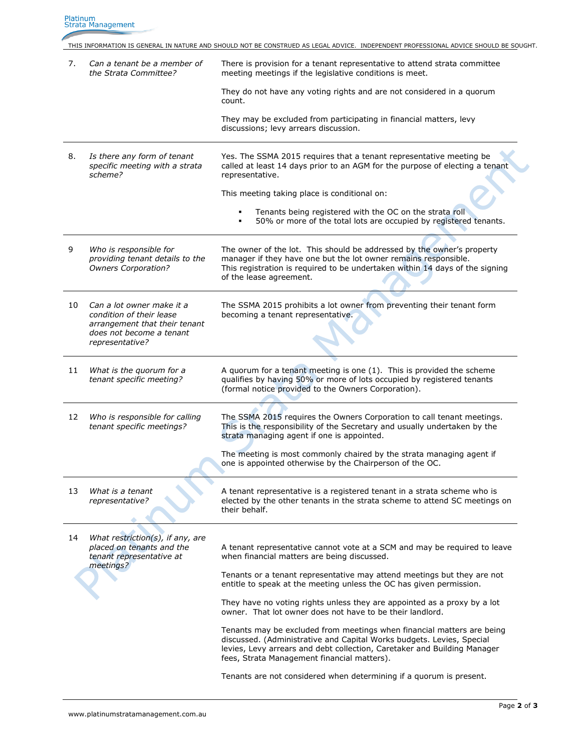THIS INFORMATION IS GENERAL IN NATURE AND SHOULD NOT BE CONSTRUED AS LEGAL ADVICE. INDEPENDENT PROFESSIONAL ADVICE SHOULD BE SOUGHT.

| | | |
|---|---|---|
| 7. | *Can a tenant be a member of the Strata Committee?* | There is provision for a tenant representative to attend strata committee meeting meetings if the legislative conditions is meet.<br><br>They do not have any voting rights and are not considered in a quorum count.<br><br>They may be excluded from participating in financial matters, levy discussions; levy arrears discussion. |
| 8. | *Is there any form of tenant specific meeting with a strata scheme?* | Yes. The SSMA 2015 requires that a tenant representative meeting be called at least 14 days prior to an AGM for the purpose of electing a tenant representative.<br><br>This meeting taking place is conditional on:<br><br>▪ Tenants being registered with the OC on the strata roll<br>▪ 50% or more of the total lots are occupied by registered tenants. |
| 9 | *Who is responsible for providing tenant details to the Owners Corporation?* | The owner of the lot. This should be addressed by the owner's property manager if they have one but the lot owner remains responsible. This registration is required to be undertaken within 14 days of the signing of the lease agreement. |
| 10 | *Can a lot owner make it a condition of their lease arrangement that their tenant does not become a tenant representative?* | The SSMA 2015 prohibits a lot owner from preventing their tenant form becoming a tenant representative. |
| 11 | *What is the quorum for a tenant specific meeting?* | A quorum for a tenant meeting is one (1). This is provided the scheme qualifies by having 50% or more of lots occupied by registered tenants (formal notice provided to the Owners Corporation). |
| 12 | *Who is responsible for calling tenant specific meetings?* | The SSMA 2015 requires the Owners Corporation to call tenant meetings. This is the responsibility of the Secretary and usually undertaken by the strata managing agent if one is appointed.<br><br>The meeting is most commonly chaired by the strata managing agent if one is appointed otherwise by the Chairperson of the OC. |
| 13 | *What is a tenant representative?* | A tenant representative is a registered tenant in a strata scheme who is elected by the other tenants in the strata scheme to attend SC meetings on their behalf. |
| 14 | *What restriction(s), if any, are placed on tenants and the tenant representative at meetings?* | A tenant representative cannot vote at a SCM and may be required to leave when financial matters are being discussed.<br><br>Tenants or a tenant representative may attend meetings but they are not entitle to speak at the meeting unless the OC has given permission.<br><br>They have no voting rights unless they are appointed as a proxy by a lot owner. That lot owner does not have to be their landlord.<br><br>Tenants may be excluded from meetings when financial matters are being discussed. (Administrative and Capital Works budgets. Levies, Special levies, Levy arrears and debt collection, Caretaker and Building Manager fees, Strata Management financial matters).<br><br>Tenants are not considered when determining if a quorum is present. |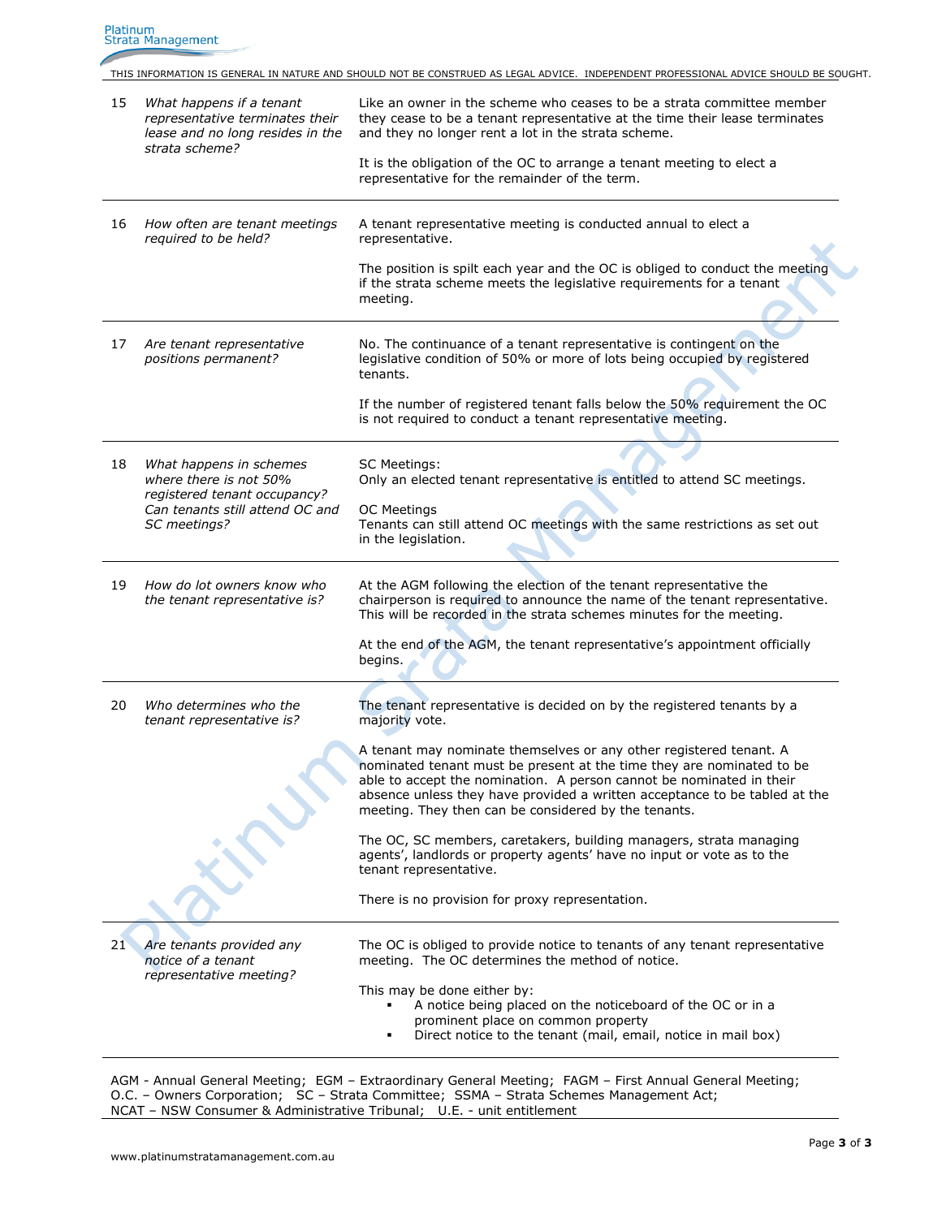THIS INFORMATION IS GENERAL IN NATURE AND SHOULD NOT BE CONSTRUED AS LEGAL ADVICE. INDEPENDENT PROFESSIONAL ADVICE SHOULD BE SOUGHT.

| | | |
|---|---|---|
| 15 | *What happens if a tenant representative terminates their lease and no long resides in the strata scheme?* | Like an owner in the scheme who ceases to be a strata committee member they cease to be a tenant representative at the time their lease terminates and they no longer rent a lot in the strata scheme.<br><br>It is the obligation of the OC to arrange a tenant meeting to elect a representative for the remainder of the term. |
| 16 | *How often are tenant meetings required to be held?* | A tenant representative meeting is conducted annual to elect a representative.<br><br>The position is spilt each year and the OC is obliged to conduct the meeting if the strata scheme meets the legislative requirements for a tenant meeting. |
| 17 | *Are tenant representative positions permanent?* | No. The continuance of a tenant representative is contingent on the legislative condition of 50% or more of lots being occupied by registered tenants.<br><br>If the number of registered tenant falls below the 50% requirement the OC is not required to conduct a tenant representative meeting. |
| 18 | *What happens in schemes where there is not 50% registered tenant occupancy? Can tenants still attend OC and SC meetings?* | SC Meetings:<br>Only an elected tenant representative is entitled to attend SC meetings.<br><br>OC Meetings<br>Tenants can still attend OC meetings with the same restrictions as set out in the legislation. |
| 19 | *How do lot owners know who the tenant representative is?* | At the AGM following the election of the tenant representative the chairperson is required to announce the name of the tenant representative. This will be recorded in the strata schemes minutes for the meeting.<br><br>At the end of the AGM, the tenant representative's appointment officially begins. |
| 20 | *Who determines who the tenant representative is?* | The tenant representative is decided on by the registered tenants by a majority vote.<br><br>A tenant may nominate themselves or any other registered tenant. A nominated tenant must be present at the time they are nominated to be able to accept the nomination. A person cannot be nominated in their absence unless they have provided a written acceptance to be tabled at the meeting. They then can be considered by the tenants.<br><br>The OC, SC members, caretakers, building managers, strata managing agents', landlords or property agents' have no input or vote as to the tenant representative.<br><br>There is no provision for proxy representation. |
| 21 | *Are tenants provided any notice of a tenant representative meeting?* | The OC is obliged to provide notice to tenants of any tenant representative meeting. The OC determines the method of notice.<br><br>This may be done either by:<br>▪ A notice being placed on the noticeboard of the OC or in a prominent place on common property<br>▪ Direct notice to the tenant (mail, email, notice in mail box) |

AGM - Annual General Meeting; EGM – Extraordinary General Meeting; FAGM – First Annual General Meeting; O.C. – Owners Corporation; SC – Strata Committee; SSMA – Strata Schemes Management Act; NCAT – NSW Consumer & Administrative Tribunal; U.E. - unit entitlement

www.platinumstratamanagement.com.au